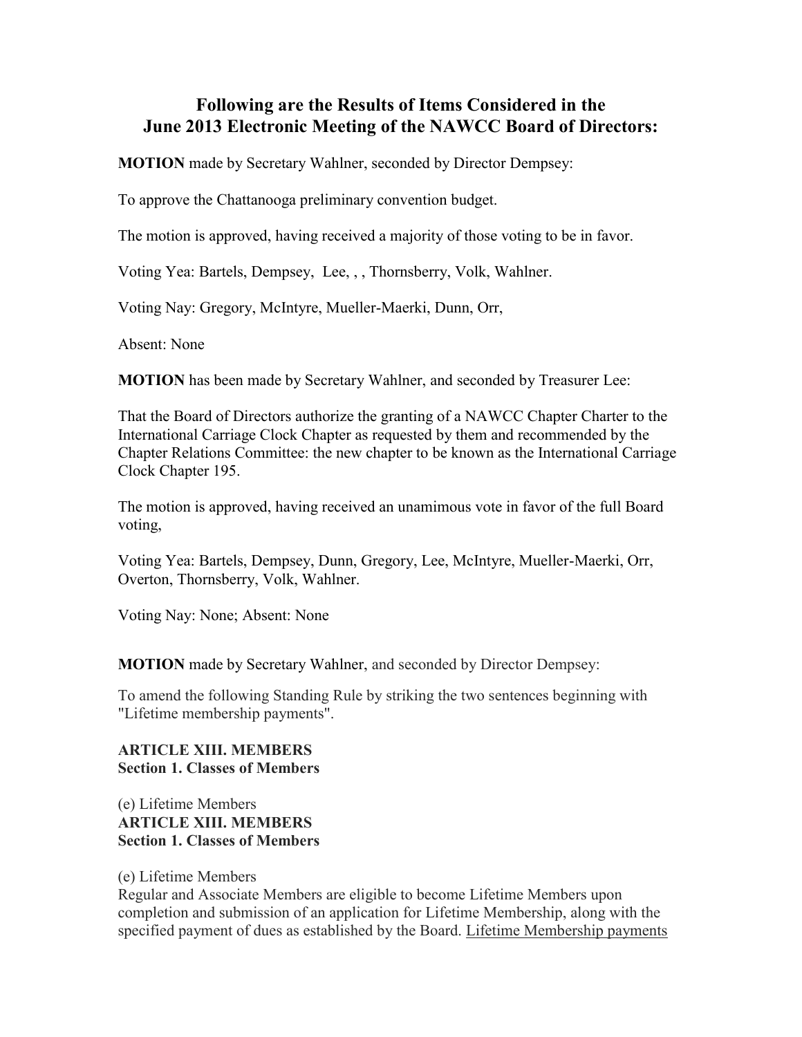## Following are the Results of Items Considered in the June 2013 Electronic Meeting of the NAWCC Board of Directors:

**MOTION** made by Secretary Wahlner, seconded by Director Dempsey:

To approve the Chattanooga preliminary convention budget.

The motion is approved, having received a majority of those voting to be in favor.

Voting Yea: Bartels, Dempsey, Lee, , , Thornsberry, Volk, Wahlner.

Voting Nay: Gregory, McIntyre, Mueller-Maerki, Dunn, Orr,

Absent: None

**MOTION** has been made by Secretary Wahlner, and seconded by Treasurer Lee:

That the Board of Directors authorize the granting of a NAWCC Chapter Charter to the International Carriage Clock Chapter as requested by them and recommended by the Chapter Relations Committee: the new chapter to be known as the International Carriage Clock Chapter 195.

The motion is approved, having received an unamimous vote in favor of the full Board voting,

Voting Yea: Bartels, Dempsey, Dunn, Gregory, Lee, McIntyre, Mueller-Maerki, Orr, Overton, Thornsberry, Volk, Wahlner.

Voting Nay: None; Absent: None

**MOTION** made by Secretary Wahlner, and seconded by Director Dempsey:

To amend the following Standing Rule by striking the two sentences beginning with "Lifetime membership payments".

**ARTICLE XIII. MEMBERS**
**Section 1. Classes of Members**

(e) Lifetime Members
**ARTICLE XIII. MEMBERS**
**Section 1. Classes of Members**

(e) Lifetime Members
Regular and Associate Members are eligible to become Lifetime Members upon completion and submission of an application for Lifetime Membership, along with the specified payment of dues as established by the Board. Lifetime Membership payments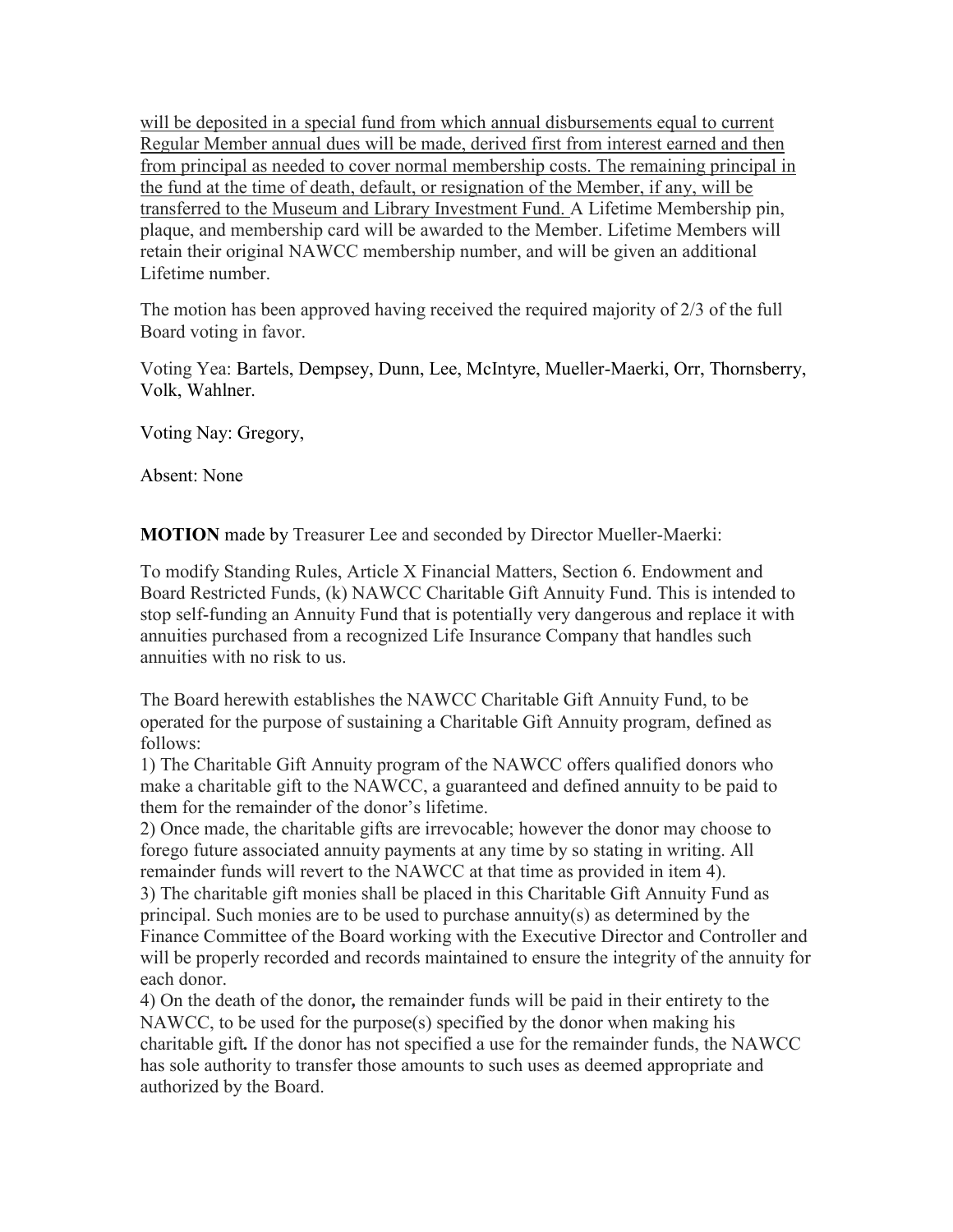will be deposited in a special fund from which annual disbursements equal to current Regular Member annual dues will be made, derived first from interest earned and then from principal as needed to cover normal membership costs. The remaining principal in the fund at the time of death, default, or resignation of the Member, if any, will be transferred to the Museum and Library Investment Fund. A Lifetime Membership pin, plaque, and membership card will be awarded to the Member. Lifetime Members will retain their original NAWCC membership number, and will be given an additional Lifetime number.

The motion has been approved having received the required majority of 2/3 of the full Board voting in favor.

Voting Yea: Bartels, Dempsey, Dunn, Lee, McIntyre, Mueller-Maerki, Orr, Thornsberry, Volk, Wahlner.

Voting Nay: Gregory,

Absent: None

**MOTION** made by Treasurer Lee and seconded by Director Mueller-Maerki:

To modify Standing Rules, Article X Financial Matters, Section 6. Endowment and Board Restricted Funds, (k) NAWCC Charitable Gift Annuity Fund. This is intended to stop self-funding an Annuity Fund that is potentially very dangerous and replace it with annuities purchased from a recognized Life Insurance Company that handles such annuities with no risk to us.

The Board herewith establishes the NAWCC Charitable Gift Annuity Fund, to be operated for the purpose of sustaining a Charitable Gift Annuity program, defined as follows:

1) The Charitable Gift Annuity program of the NAWCC offers qualified donors who make a charitable gift to the NAWCC, a guaranteed and defined annuity to be paid to them for the remainder of the donor's lifetime.

2) Once made, the charitable gifts are irrevocable; however the donor may choose to forego future associated annuity payments at any time by so stating in writing. All remainder funds will revert to the NAWCC at that time as provided in item 4).

3) The charitable gift monies shall be placed in this Charitable Gift Annuity Fund as principal. Such monies are to be used to purchase annuity(s) as determined by the Finance Committee of the Board working with the Executive Director and Controller and will be properly recorded and records maintained to ensure the integrity of the annuity for each donor.

4) On the death of the donor**,** the remainder funds will be paid in their entirety to the NAWCC, to be used for the purpose(s) specified by the donor when making his charitable gift*.* If the donor has not specified a use for the remainder funds, the NAWCC has sole authority to transfer those amounts to such uses as deemed appropriate and authorized by the Board.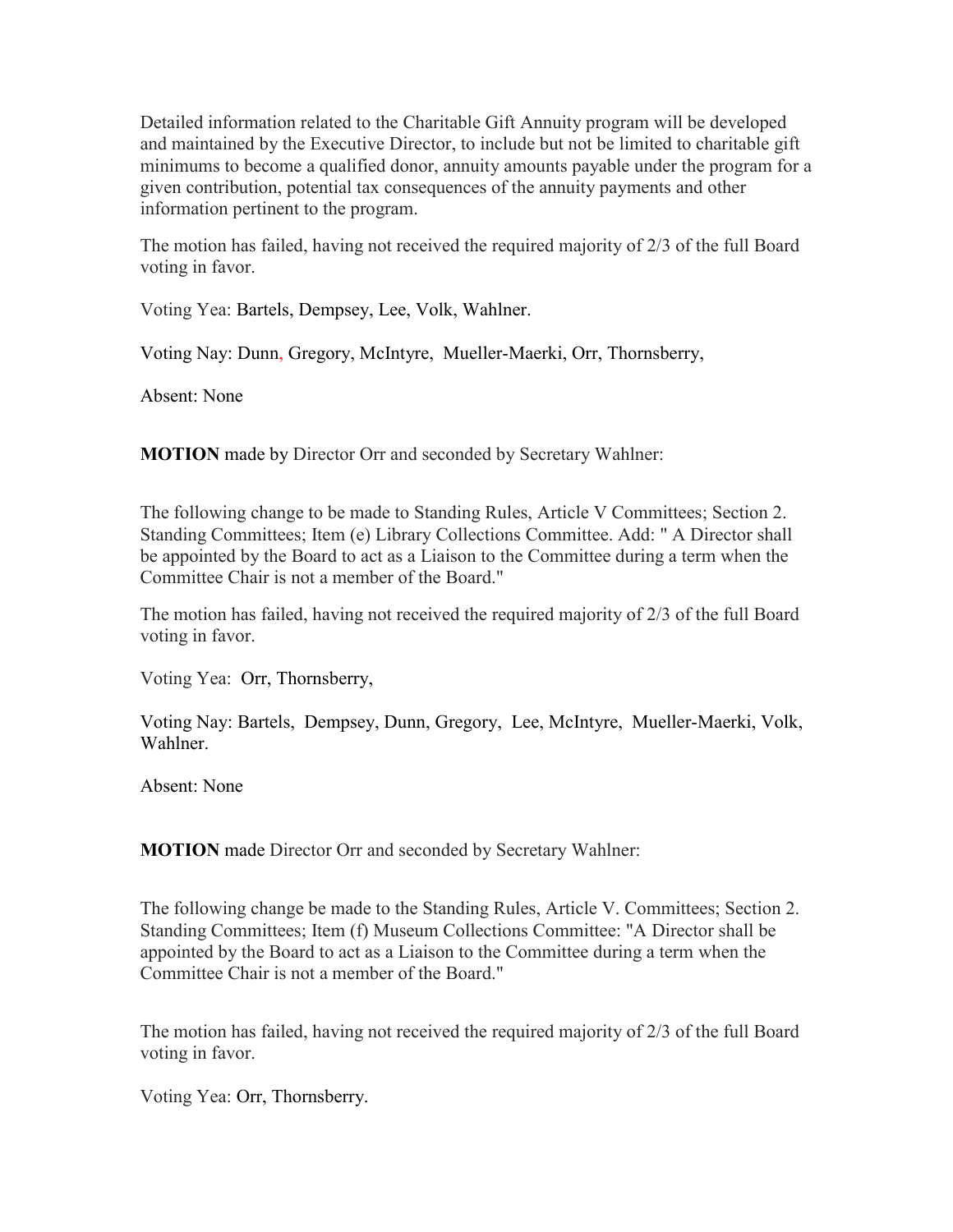Detailed information related to the Charitable Gift Annuity program will be developed and maintained by the Executive Director, to include but not be limited to charitable gift minimums to become a qualified donor, annuity amounts payable under the program for a given contribution, potential tax consequences of the annuity payments and other information pertinent to the program.

The motion has failed, having not received the required majority of 2/3 of the full Board voting in favor.

Voting Yea: Bartels, Dempsey, Lee, Volk, Wahlner.

Voting Nay: Dunn, Gregory, McIntyre, Mueller-Maerki, Orr, Thornsberry,

Absent: None

**MOTION** made by Director Orr and seconded by Secretary Wahlner:

The following change to be made to Standing Rules, Article V Committees; Section 2. Standing Committees; Item (e) Library Collections Committee. Add: " A Director shall be appointed by the Board to act as a Liaison to the Committee during a term when the Committee Chair is not a member of the Board."

The motion has failed, having not received the required majority of 2/3 of the full Board voting in favor.

Voting Yea: Orr, Thornsberry,

Voting Nay: Bartels, Dempsey, Dunn, Gregory, Lee, McIntyre, Mueller-Maerki, Volk, Wahlner.

Absent: None

**MOTION** made Director Orr and seconded by Secretary Wahlner:

The following change be made to the Standing Rules, Article V. Committees; Section 2. Standing Committees; Item (f) Museum Collections Committee: "A Director shall be appointed by the Board to act as a Liaison to the Committee during a term when the Committee Chair is not a member of the Board."

The motion has failed, having not received the required majority of 2/3 of the full Board voting in favor.

Voting Yea: Orr, Thornsberry.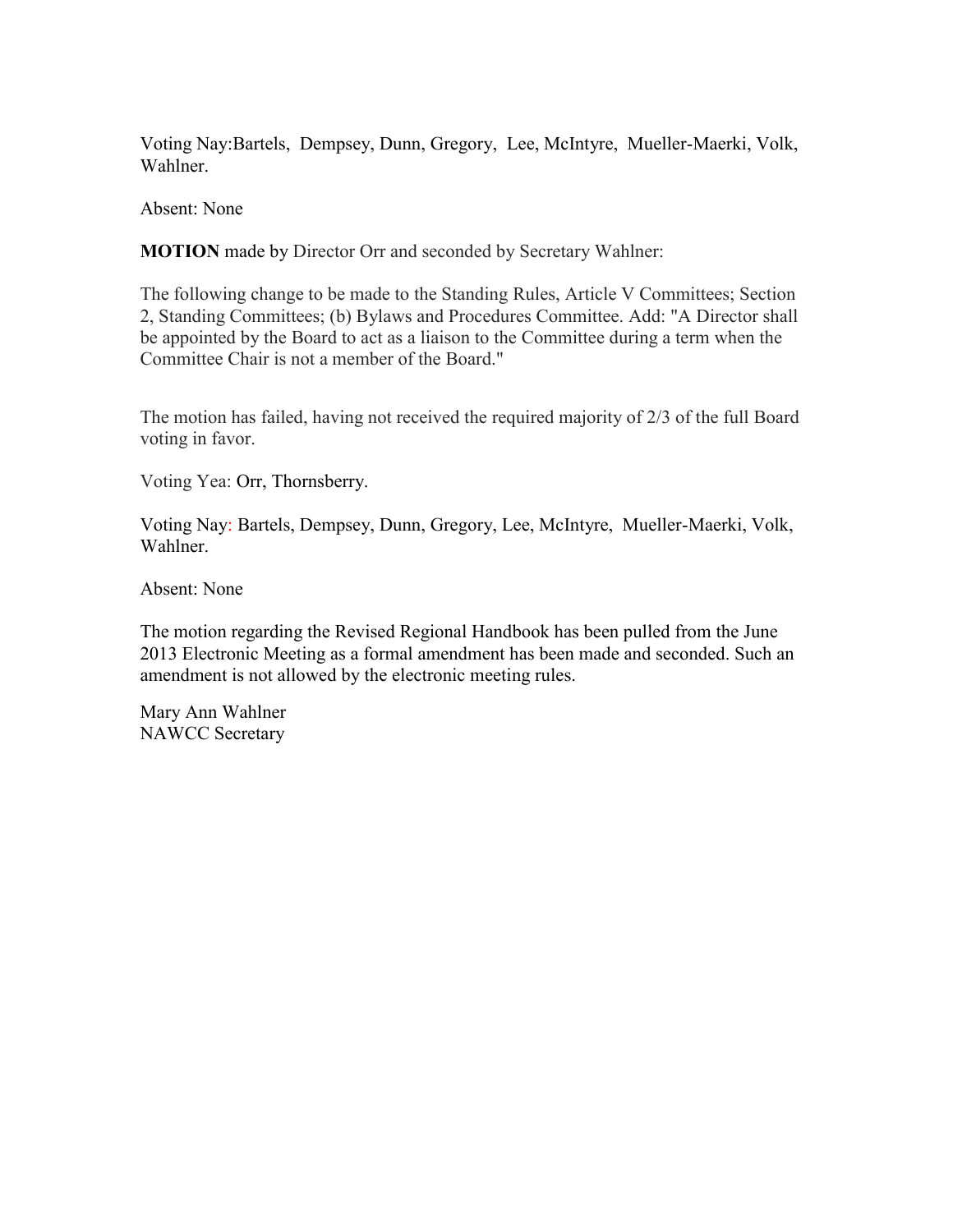Voting Nay:Bartels, Dempsey, Dunn, Gregory, Lee, McIntyre, Mueller-Maerki, Volk, Wahlner.

Absent: None

**MOTION** made by Director Orr and seconded by Secretary Wahlner:

The following change to be made to the Standing Rules, Article V Committees; Section 2, Standing Committees; (b) Bylaws and Procedures Committee. Add: "A Director shall be appointed by the Board to act as a liaison to the Committee during a term when the Committee Chair is not a member of the Board."

The motion has failed, having not received the required majority of 2/3 of the full Board voting in favor.

Voting Yea: Orr, Thornsberry.

Voting Nay: Bartels, Dempsey, Dunn, Gregory, Lee, McIntyre, Mueller-Maerki, Volk, Wahlner.

Absent: None

The motion regarding the Revised Regional Handbook has been pulled from the June 2013 Electronic Meeting as a formal amendment has been made and seconded. Such an amendment is not allowed by the electronic meeting rules.

Mary Ann Wahlner
NAWCC Secretary